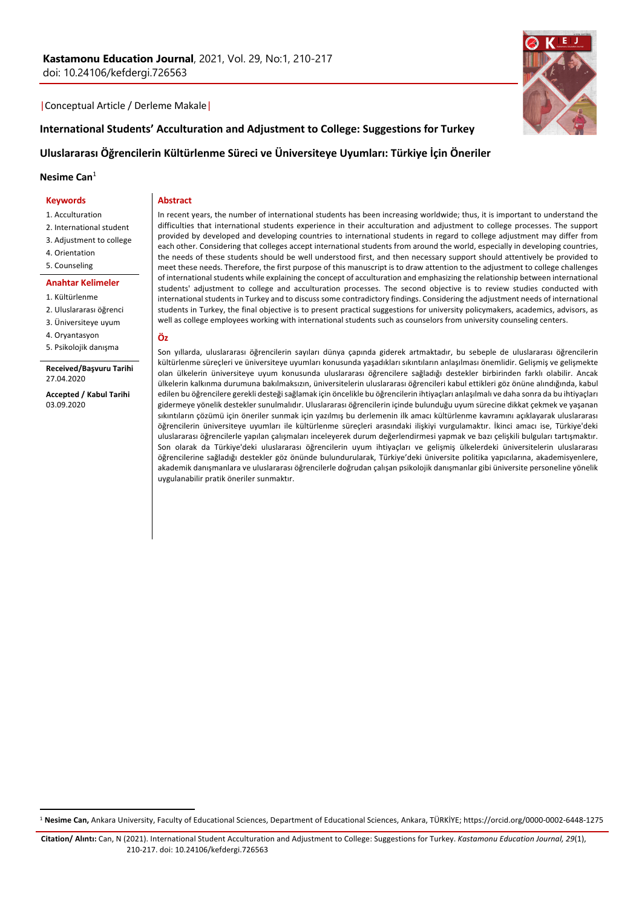**Kastamonu Education Journal**, 2021, Vol. 29, No:1, 210-217
doi: 10.24106/kefdergi.726563

|Conceptual Article / Derleme Makale|

# International Students' Acculturation and Adjustment to College: Suggestions for Turkey

# Uluslararası Öğrencilerin Kültürlenme Süreci ve Üniversiteye Uyumları: Türkiye İçin Öneriler

**Nesime Can**[1]

**Keywords**

1. Acculturation
2. International student
3. Adjustment to college
4. Orientation
5. Counseling

**Anahtar Kelimeler**

1. Kültürlenme
2. Uluslararası öğrenci
3. Üniversiteye uyum
4. Oryantasyon
5. Psikolojik danışma

**Received/Başvuru Tarihi**
27.04.2020

**Accepted / Kabul Tarihi**
03.09.2020

## Abstract

In recent years, the number of international students has been increasing worldwide; thus, it is important to understand the difficulties that international students experience in their acculturation and adjustment to college processes. The support provided by developed and developing countries to international students in regard to college adjustment may differ from each other. Considering that colleges accept international students from around the world, especially in developing countries, the needs of these students should be well understood first, and then necessary support should attentively be provided to meet these needs. Therefore, the first purpose of this manuscript is to draw attention to the adjustment to college challenges of international students while explaining the concept of acculturation and emphasizing the relationship between international students' adjustment to college and acculturation processes. The second objective is to review studies conducted with international students in Turkey and to discuss some contradictory findings. Considering the adjustment needs of international students in Turkey, the final objective is to present practical suggestions for university policymakers, academics, advisors, as well as college employees working with international students such as counselors from university counseling centers.

## Öz

Son yıllarda, uluslararası öğrencilerin sayıları dünya çapında giderek artmaktadır, bu sebeple de uluslararası öğrencilerin kültürlenme süreçleri ve üniversiteye uyumları konusunda yaşadıkları sıkıntıların anlaşılması önemlidir. Gelişmiş ve gelişmekte olan ülkelerin üniversiteye uyum konusunda uluslararası öğrencilere sağladığı destekler birbirinden farklı olabilir. Ancak ülkelerin kalkınma durumuna bakılmaksızın, üniversitelerin uluslararası öğrencileri kabul ettikleri göz önüne alındığında, kabul edilen bu öğrencilere gerekli desteği sağlamak için öncelikle bu öğrencilerin ihtiyaçları anlaşılmalı ve daha sonra da bu ihtiyaçları gidermeye yönelik destekler sunulmalıdır. Uluslararası öğrencilerin içinde bulunduğu uyum sürecine dikkat çekmek ve yaşanan sıkıntıların çözümü için öneriler sunmak için yazılmış bu derlemenin ilk amacı kültürlenme kavramını açıklayarak uluslararası öğrencilerin üniversiteye uyumları ile kültürlenme süreçleri arasındaki ilişkiyi vurgulamaktır. İkinci amacı ise, Türkiye'deki uluslararası öğrencilerle yapılan çalışmaları inceleyerek durum değerlendirmesi yapmak ve bazı çelişkili bulguları tartışmaktır. Son olarak da Türkiye'deki uluslararası öğrencilerin uyum ihtiyaçları ve gelişmiş ülkelerdeki üniversitelerin uluslararası öğrencilerine sağladığı destekler göz önünde bulundurularak, Türkiye'deki üniversite politika yapıcılarına, akademisyenlere, akademik danışmanlara ve uluslararası öğrencilerle doğrudan çalışan psikolojik danışmanlar gibi üniversite personeline yönelik uygulanabilir pratik öneriler sunmaktır.

[1] **Nesime Can,** Ankara University, Faculty of Educational Sciences, Department of Educational Sciences, Ankara, TÜRKİYE; https://orcid.org/0000-0002-6448-1275

**Citation/ Alıntı:** Can, N (2021). International Student Acculturation and Adjustment to College: Suggestions for Turkey. *Kastamonu Education Journal, 29*(1), 210-217. doi: 10.24106/kefdergi.726563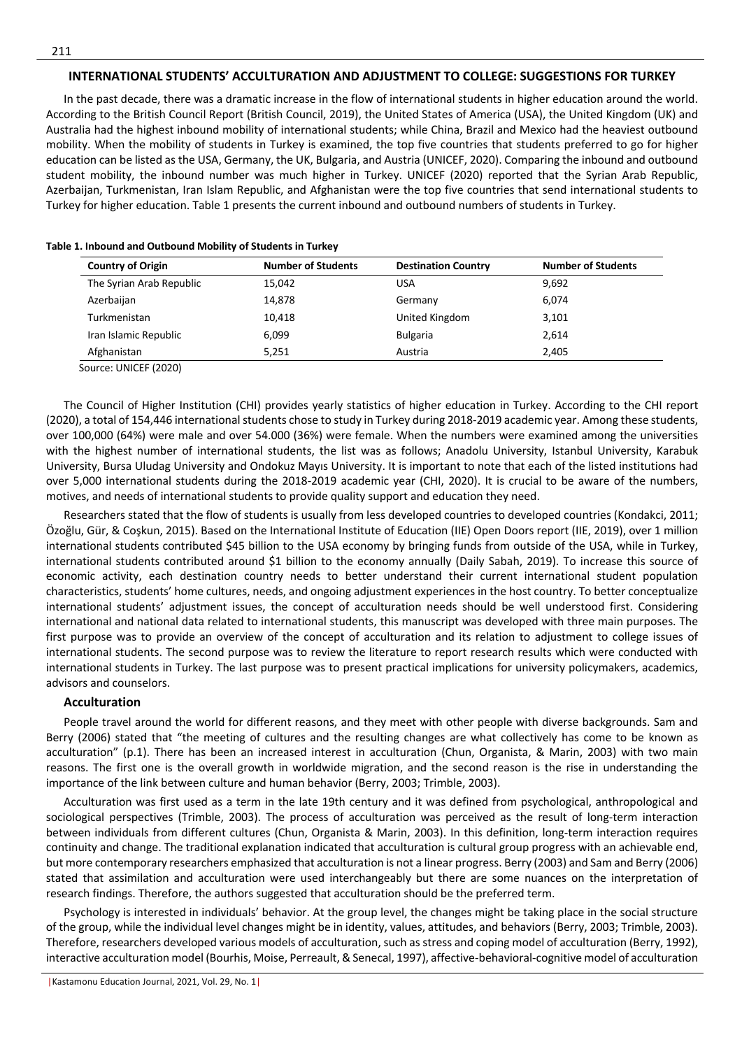## INTERNATIONAL STUDENTS' ACCULTURATION AND ADJUSTMENT TO COLLEGE: SUGGESTIONS FOR TURKEY

In the past decade, there was a dramatic increase in the flow of international students in higher education around the world. According to the British Council Report (British Council, 2019), the United States of America (USA), the United Kingdom (UK) and Australia had the highest inbound mobility of international students; while China, Brazil and Mexico had the heaviest outbound mobility. When the mobility of students in Turkey is examined, the top five countries that students preferred to go for higher education can be listed as the USA, Germany, the UK, Bulgaria, and Austria (UNICEF, 2020). Comparing the inbound and outbound student mobility, the inbound number was much higher in Turkey. UNICEF (2020) reported that the Syrian Arab Republic, Azerbaijan, Turkmenistan, Iran Islam Republic, and Afghanistan were the top five countries that send international students to Turkey for higher education. Table 1 presents the current inbound and outbound numbers of students in Turkey.

**Table 1. Inbound and Outbound Mobility of Students in Turkey**

| Country of Origin | Number of Students | Destination Country | Number of Students |
|---|---|---|---|
| The Syrian Arab Republic | 15,042 | USA | 9,692 |
| Azerbaijan | 14,878 | Germany | 6,074 |
| Turkmenistan | 10,418 | United Kingdom | 3,101 |
| Iran Islamic Republic | 6,099 | Bulgaria | 2,614 |
| Afghanistan | 5,251 | Austria | 2,405 |

Source: UNICEF (2020)

The Council of Higher Institution (CHI) provides yearly statistics of higher education in Turkey. According to the CHI report (2020), a total of 154,446 international students chose to study in Turkey during 2018-2019 academic year. Among these students, over 100,000 (64%) were male and over 54.000 (36%) were female. When the numbers were examined among the universities with the highest number of international students, the list was as follows; Anadolu University, Istanbul University, Karabuk University, Bursa Uludag University and Ondokuz Mayıs University. It is important to note that each of the listed institutions had over 5,000 international students during the 2018-2019 academic year (CHI, 2020). It is crucial to be aware of the numbers, motives, and needs of international students to provide quality support and education they need.

Researchers stated that the flow of students is usually from less developed countries to developed countries (Kondakci, 2011; Özoğlu, Gür, & Coşkun, 2015). Based on the International Institute of Education (IIE) Open Doors report (IIE, 2019), over 1 million international students contributed $45 billion to the USA economy by bringing funds from outside of the USA, while in Turkey, international students contributed around $1 billion to the economy annually (Daily Sabah, 2019). To increase this source of economic activity, each destination country needs to better understand their current international student population characteristics, students' home cultures, needs, and ongoing adjustment experiences in the host country. To better conceptualize international students' adjustment issues, the concept of acculturation needs should be well understood first. Considering international and national data related to international students, this manuscript was developed with three main purposes. The first purpose was to provide an overview of the concept of acculturation and its relation to adjustment to college issues of international students. The second purpose was to review the literature to report research results which were conducted with international students in Turkey. The last purpose was to present practical implications for university policymakers, academics, advisors and counselors.

### Acculturation

People travel around the world for different reasons, and they meet with other people with diverse backgrounds. Sam and Berry (2006) stated that "the meeting of cultures and the resulting changes are what collectively has come to be known as acculturation" (p.1). There has been an increased interest in acculturation (Chun, Organista, & Marin, 2003) with two main reasons. The first one is the overall growth in worldwide migration, and the second reason is the rise in understanding the importance of the link between culture and human behavior (Berry, 2003; Trimble, 2003).

Acculturation was first used as a term in the late 19th century and it was defined from psychological, anthropological and sociological perspectives (Trimble, 2003). The process of acculturation was perceived as the result of long-term interaction between individuals from different cultures (Chun, Organista & Marin, 2003). In this definition, long-term interaction requires continuity and change. The traditional explanation indicated that acculturation is cultural group progress with an achievable end, but more contemporary researchers emphasized that acculturation is not a linear progress. Berry (2003) and Sam and Berry (2006) stated that assimilation and acculturation were used interchangeably but there are some nuances on the interpretation of research findings. Therefore, the authors suggested that acculturation should be the preferred term.

Psychology is interested in individuals' behavior. At the group level, the changes might be taking place in the social structure of the group, while the individual level changes might be in identity, values, attitudes, and behaviors (Berry, 2003; Trimble, 2003). Therefore, researchers developed various models of acculturation, such as stress and coping model of acculturation (Berry, 1992), interactive acculturation model (Bourhis, Moise, Perreault, & Senecal, 1997), affective-behavioral-cognitive model of acculturation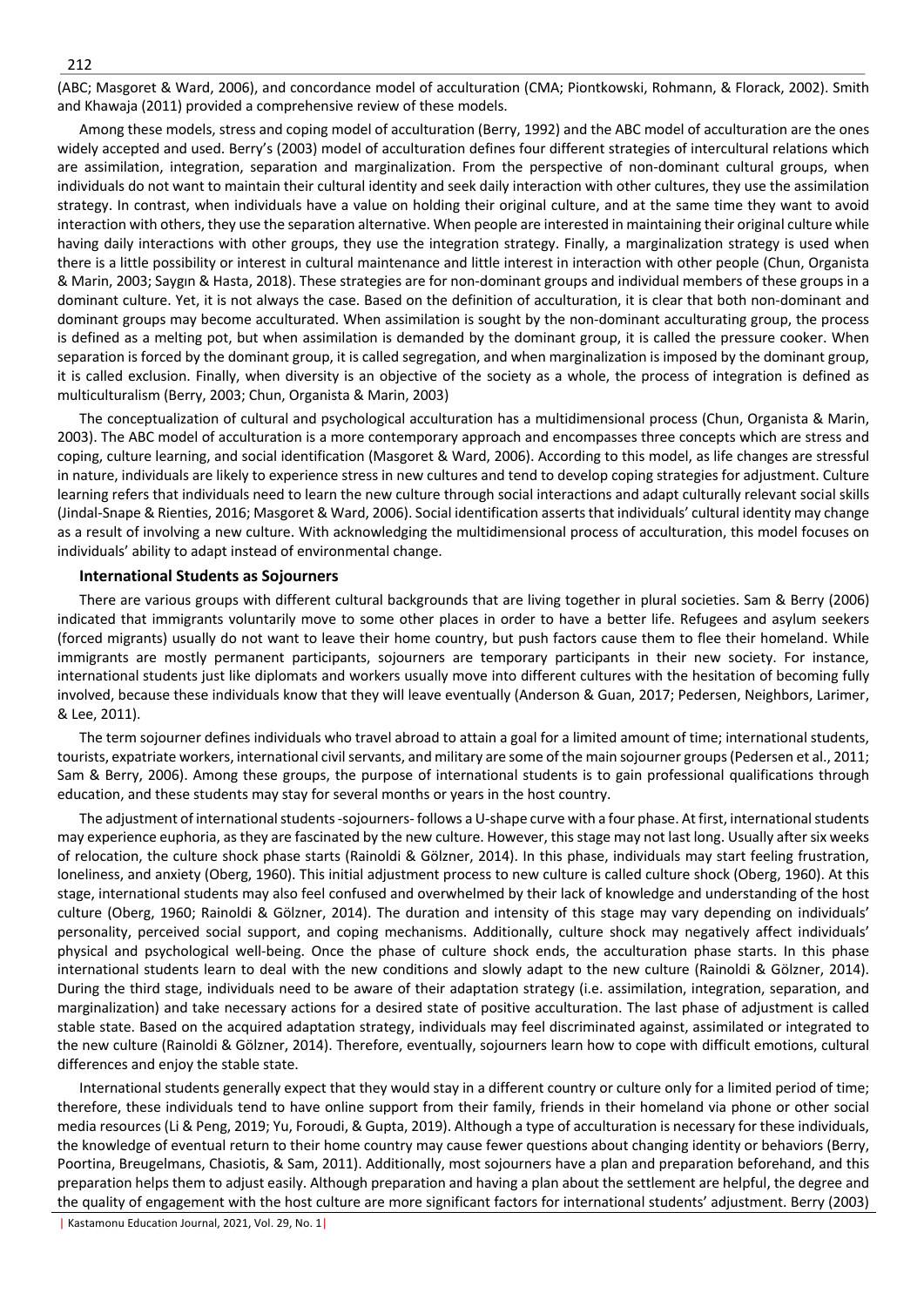(ABC; Masgoret & Ward, 2006), and concordance model of acculturation (CMA; Piontkowski, Rohmann, & Florack, 2002). Smith and Khawaja (2011) provided a comprehensive review of these models.

Among these models, stress and coping model of acculturation (Berry, 1992) and the ABC model of acculturation are the ones widely accepted and used. Berry's (2003) model of acculturation defines four different strategies of intercultural relations which are assimilation, integration, separation and marginalization. From the perspective of non-dominant cultural groups, when individuals do not want to maintain their cultural identity and seek daily interaction with other cultures, they use the assimilation strategy. In contrast, when individuals have a value on holding their original culture, and at the same time they want to avoid interaction with others, they use the separation alternative. When people are interested in maintaining their original culture while having daily interactions with other groups, they use the integration strategy. Finally, a marginalization strategy is used when there is a little possibility or interest in cultural maintenance and little interest in interaction with other people (Chun, Organista & Marin, 2003; Saygın & Hasta, 2018). These strategies are for non-dominant groups and individual members of these groups in a dominant culture. Yet, it is not always the case. Based on the definition of acculturation, it is clear that both non-dominant and dominant groups may become acculturated. When assimilation is sought by the non-dominant acculturating group, the process is defined as a melting pot, but when assimilation is demanded by the dominant group, it is called the pressure cooker. When separation is forced by the dominant group, it is called segregation, and when marginalization is imposed by the dominant group, it is called exclusion. Finally, when diversity is an objective of the society as a whole, the process of integration is defined as multiculturalism (Berry, 2003; Chun, Organista & Marin, 2003)

The conceptualization of cultural and psychological acculturation has a multidimensional process (Chun, Organista & Marin, 2003). The ABC model of acculturation is a more contemporary approach and encompasses three concepts which are stress and coping, culture learning, and social identification (Masgoret & Ward, 2006). According to this model, as life changes are stressful in nature, individuals are likely to experience stress in new cultures and tend to develop coping strategies for adjustment. Culture learning refers that individuals need to learn the new culture through social interactions and adapt culturally relevant social skills (Jindal-Snape & Rienties, 2016; Masgoret & Ward, 2006). Social identification asserts that individuals' cultural identity may change as a result of involving a new culture. With acknowledging the multidimensional process of acculturation, this model focuses on individuals' ability to adapt instead of environmental change.

### International Students as Sojourners

There are various groups with different cultural backgrounds that are living together in plural societies. Sam & Berry (2006) indicated that immigrants voluntarily move to some other places in order to have a better life. Refugees and asylum seekers (forced migrants) usually do not want to leave their home country, but push factors cause them to flee their homeland. While immigrants are mostly permanent participants, sojourners are temporary participants in their new society. For instance, international students just like diplomats and workers usually move into different cultures with the hesitation of becoming fully involved, because these individuals know that they will leave eventually (Anderson & Guan, 2017; Pedersen, Neighbors, Larimer, & Lee, 2011).

The term sojourner defines individuals who travel abroad to attain a goal for a limited amount of time; international students, tourists, expatriate workers, international civil servants, and military are some of the main sojourner groups (Pedersen et al., 2011; Sam & Berry, 2006). Among these groups, the purpose of international students is to gain professional qualifications through education, and these students may stay for several months or years in the host country.

The adjustment of international students -sojourners- follows a U-shape curve with a four phase. At first, international students may experience euphoria, as they are fascinated by the new culture. However, this stage may not last long. Usually after six weeks of relocation, the culture shock phase starts (Rainoldi & Gölzner, 2014). In this phase, individuals may start feeling frustration, loneliness, and anxiety (Oberg, 1960). This initial adjustment process to new culture is called culture shock (Oberg, 1960). At this stage, international students may also feel confused and overwhelmed by their lack of knowledge and understanding of the host culture (Oberg, 1960; Rainoldi & Gölzner, 2014). The duration and intensity of this stage may vary depending on individuals' personality, perceived social support, and coping mechanisms. Additionally, culture shock may negatively affect individuals' physical and psychological well-being. Once the phase of culture shock ends, the acculturation phase starts. In this phase international students learn to deal with the new conditions and slowly adapt to the new culture (Rainoldi & Gölzner, 2014). During the third stage, individuals need to be aware of their adaptation strategy (i.e. assimilation, integration, separation, and marginalization) and take necessary actions for a desired state of positive acculturation. The last phase of adjustment is called stable state. Based on the acquired adaptation strategy, individuals may feel discriminated against, assimilated or integrated to the new culture (Rainoldi & Gölzner, 2014). Therefore, eventually, sojourners learn how to cope with difficult emotions, cultural differences and enjoy the stable state.

International students generally expect that they would stay in a different country or culture only for a limited period of time; therefore, these individuals tend to have online support from their family, friends in their homeland via phone or other social media resources (Li & Peng, 2019; Yu, Foroudi, & Gupta, 2019). Although a type of acculturation is necessary for these individuals, the knowledge of eventual return to their home country may cause fewer questions about changing identity or behaviors (Berry, Poortina, Breugelmans, Chasiotis, & Sam, 2011). Additionally, most sojourners have a plan and preparation beforehand, and this preparation helps them to adjust easily. Although preparation and having a plan about the settlement are helpful, the degree and the quality of engagement with the host culture are more significant factors for international students' adjustment. Berry (2003)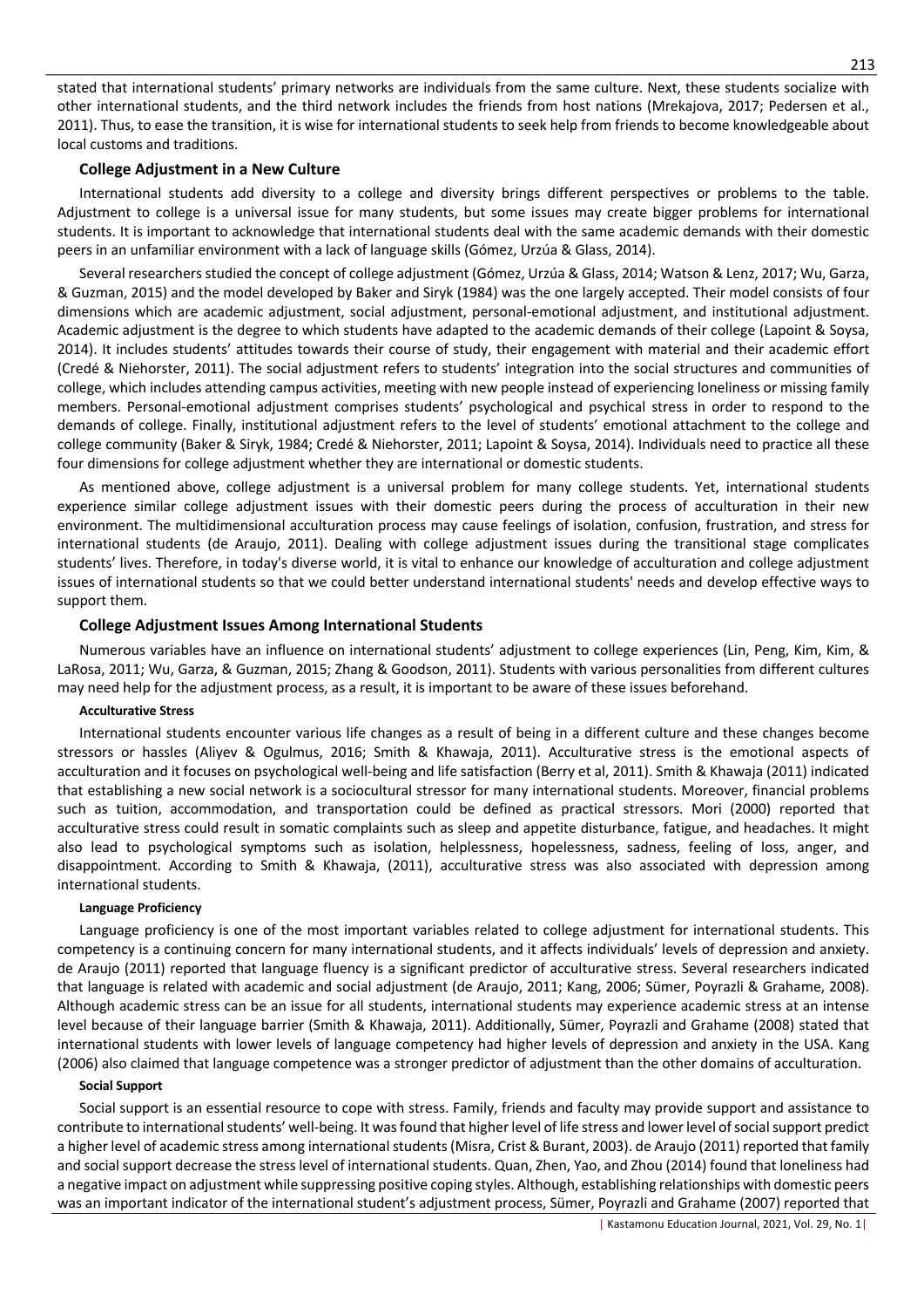stated that international students' primary networks are individuals from the same culture. Next, these students socialize with other international students, and the third network includes the friends from host nations (Mrekajova, 2017; Pedersen et al., 2011). Thus, to ease the transition, it is wise for international students to seek help from friends to become knowledgeable about local customs and traditions.

## College Adjustment in a New Culture

International students add diversity to a college and diversity brings different perspectives or problems to the table. Adjustment to college is a universal issue for many students, but some issues may create bigger problems for international students. It is important to acknowledge that international students deal with the same academic demands with their domestic peers in an unfamiliar environment with a lack of language skills (Gómez, Urzúa & Glass, 2014).

Several researchers studied the concept of college adjustment (Gómez, Urzúa & Glass, 2014; Watson & Lenz, 2017; Wu, Garza, & Guzman, 2015) and the model developed by Baker and Siryk (1984) was the one largely accepted. Their model consists of four dimensions which are academic adjustment, social adjustment, personal-emotional adjustment, and institutional adjustment. Academic adjustment is the degree to which students have adapted to the academic demands of their college (Lapoint & Soysa, 2014). It includes students' attitudes towards their course of study, their engagement with material and their academic effort (Credé & Niehorster, 2011). The social adjustment refers to students' integration into the social structures and communities of college, which includes attending campus activities, meeting with new people instead of experiencing loneliness or missing family members. Personal-emotional adjustment comprises students' psychological and psychical stress in order to respond to the demands of college. Finally, institutional adjustment refers to the level of students' emotional attachment to the college and college community (Baker & Siryk, 1984; Credé & Niehorster, 2011; Lapoint & Soysa, 2014). Individuals need to practice all these four dimensions for college adjustment whether they are international or domestic students.

As mentioned above, college adjustment is a universal problem for many college students. Yet, international students experience similar college adjustment issues with their domestic peers during the process of acculturation in their new environment. The multidimensional acculturation process may cause feelings of isolation, confusion, frustration, and stress for international students (de Araujo, 2011). Dealing with college adjustment issues during the transitional stage complicates students' lives. Therefore, in today's diverse world, it is vital to enhance our knowledge of acculturation and college adjustment issues of international students so that we could better understand international students' needs and develop effective ways to support them.

## College Adjustment Issues Among International Students

Numerous variables have an influence on international students' adjustment to college experiences (Lin, Peng, Kim, Kim, & LaRosa, 2011; Wu, Garza, & Guzman, 2015; Zhang & Goodson, 2011). Students with various personalities from different cultures may need help for the adjustment process, as a result, it is important to be aware of these issues beforehand.

### Acculturative Stress

International students encounter various life changes as a result of being in a different culture and these changes become stressors or hassles (Aliyev & Ogulmus, 2016; Smith & Khawaja, 2011). Acculturative stress is the emotional aspects of acculturation and it focuses on psychological well-being and life satisfaction (Berry et al, 2011). Smith & Khawaja (2011) indicated that establishing a new social network is a sociocultural stressor for many international students. Moreover, financial problems such as tuition, accommodation, and transportation could be defined as practical stressors. Mori (2000) reported that acculturative stress could result in somatic complaints such as sleep and appetite disturbance, fatigue, and headaches. It might also lead to psychological symptoms such as isolation, helplessness, hopelessness, sadness, feeling of loss, anger, and disappointment. According to Smith & Khawaja, (2011), acculturative stress was also associated with depression among international students.

### Language Proficiency

Language proficiency is one of the most important variables related to college adjustment for international students. This competency is a continuing concern for many international students, and it affects individuals' levels of depression and anxiety. de Araujo (2011) reported that language fluency is a significant predictor of acculturative stress. Several researchers indicated that language is related with academic and social adjustment (de Araujo, 2011; Kang, 2006; Sümer, Poyrazli & Grahame, 2008). Although academic stress can be an issue for all students, international students may experience academic stress at an intense level because of their language barrier (Smith & Khawaja, 2011). Additionally, Sümer, Poyrazli and Grahame (2008) stated that international students with lower levels of language competency had higher levels of depression and anxiety in the USA. Kang (2006) also claimed that language competence was a stronger predictor of adjustment than the other domains of acculturation.

### Social Support

Social support is an essential resource to cope with stress. Family, friends and faculty may provide support and assistance to contribute to international students' well-being. It was found that higher level of life stress and lower level of social support predict a higher level of academic stress among international students (Misra, Crist & Burant, 2003). de Araujo (2011) reported that family and social support decrease the stress level of international students. Quan, Zhen, Yao, and Zhou (2014) found that loneliness had a negative impact on adjustment while suppressing positive coping styles. Although, establishing relationships with domestic peers was an important indicator of the international student's adjustment process, Sümer, Poyrazli and Grahame (2007) reported that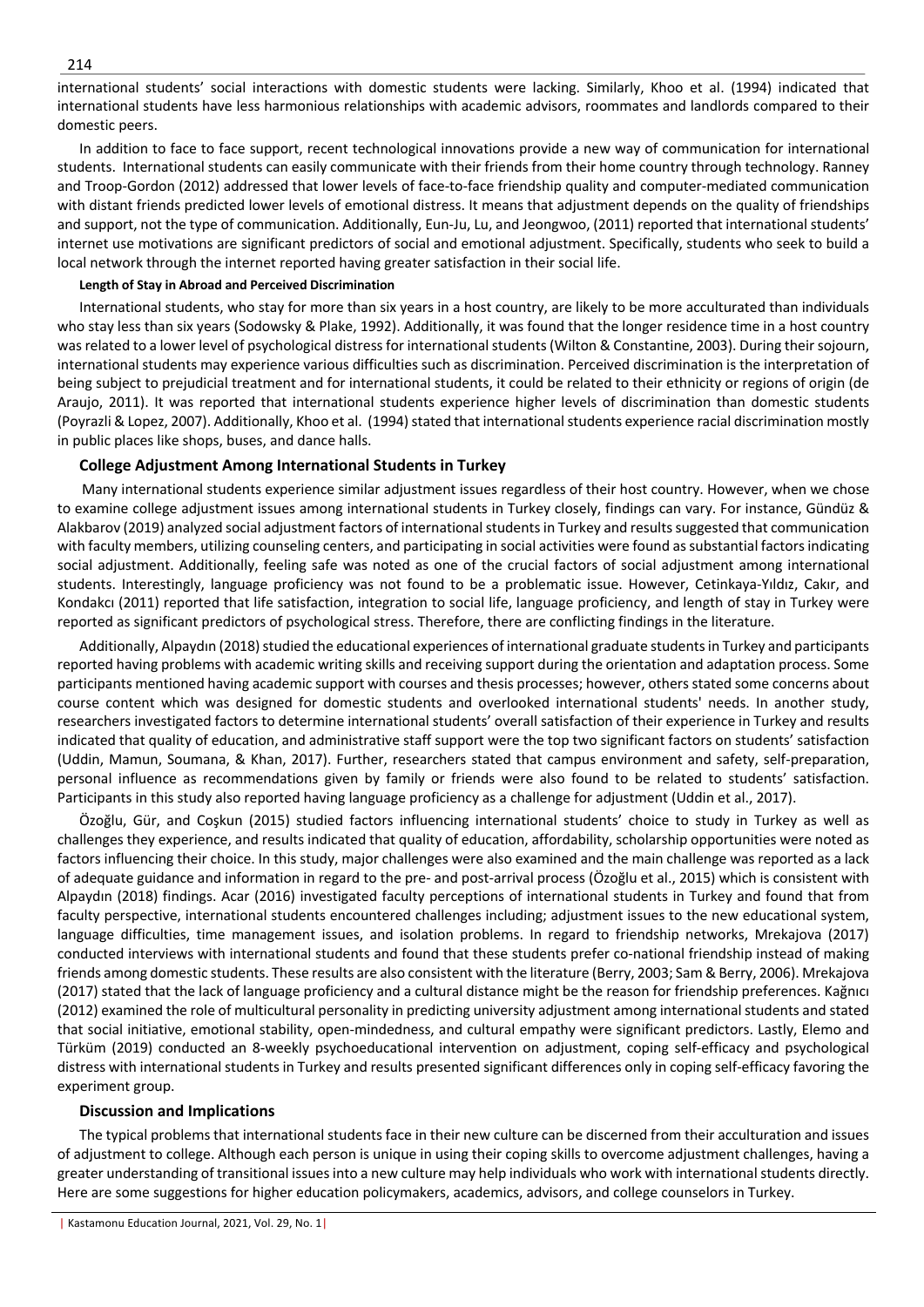international students' social interactions with domestic students were lacking. Similarly, Khoo et al. (1994) indicated that international students have less harmonious relationships with academic advisors, roommates and landlords compared to their domestic peers.

In addition to face to face support, recent technological innovations provide a new way of communication for international students. International students can easily communicate with their friends from their home country through technology. Ranney and Troop-Gordon (2012) addressed that lower levels of face-to-face friendship quality and computer-mediated communication with distant friends predicted lower levels of emotional distress. It means that adjustment depends on the quality of friendships and support, not the type of communication. Additionally, Eun-Ju, Lu, and Jeongwoo, (2011) reported that international students' internet use motivations are significant predictors of social and emotional adjustment. Specifically, students who seek to build a local network through the internet reported having greater satisfaction in their social life.

#### Length of Stay in Abroad and Perceived Discrimination

International students, who stay for more than six years in a host country, are likely to be more acculturated than individuals who stay less than six years (Sodowsky & Plake, 1992). Additionally, it was found that the longer residence time in a host country was related to a lower level of psychological distress for international students (Wilton & Constantine, 2003). During their sojourn, international students may experience various difficulties such as discrimination. Perceived discrimination is the interpretation of being subject to prejudicial treatment and for international students, it could be related to their ethnicity or regions of origin (de Araujo, 2011). It was reported that international students experience higher levels of discrimination than domestic students (Poyrazli & Lopez, 2007). Additionally, Khoo et al. (1994) stated that international students experience racial discrimination mostly in public places like shops, buses, and dance halls.

### College Adjustment Among International Students in Turkey

Many international students experience similar adjustment issues regardless of their host country. However, when we chose to examine college adjustment issues among international students in Turkey closely, findings can vary. For instance, Gündüz & Alakbarov (2019) analyzed social adjustment factors of international students in Turkey and results suggested that communication with faculty members, utilizing counseling centers, and participating in social activities were found as substantial factors indicating social adjustment. Additionally, feeling safe was noted as one of the crucial factors of social adjustment among international students. Interestingly, language proficiency was not found to be a problematic issue. However, Cetinkaya-Yıldız, Cakır, and Kondakcı (2011) reported that life satisfaction, integration to social life, language proficiency, and length of stay in Turkey were reported as significant predictors of psychological stress. Therefore, there are conflicting findings in the literature.

Additionally, Alpaydın (2018) studied the educational experiences of international graduate students in Turkey and participants reported having problems with academic writing skills and receiving support during the orientation and adaptation process. Some participants mentioned having academic support with courses and thesis processes; however, others stated some concerns about course content which was designed for domestic students and overlooked international students' needs. In another study, researchers investigated factors to determine international students' overall satisfaction of their experience in Turkey and results indicated that quality of education, and administrative staff support were the top two significant factors on students' satisfaction (Uddin, Mamun, Soumana, & Khan, 2017). Further, researchers stated that campus environment and safety, self-preparation, personal influence as recommendations given by family or friends were also found to be related to students' satisfaction. Participants in this study also reported having language proficiency as a challenge for adjustment (Uddin et al., 2017).

Özoğlu, Gür, and Coşkun (2015) studied factors influencing international students' choice to study in Turkey as well as challenges they experience, and results indicated that quality of education, affordability, scholarship opportunities were noted as factors influencing their choice. In this study, major challenges were also examined and the main challenge was reported as a lack of adequate guidance and information in regard to the pre- and post-arrival process (Özoğlu et al., 2015) which is consistent with Alpaydın (2018) findings. Acar (2016) investigated faculty perceptions of international students in Turkey and found that from faculty perspective, international students encountered challenges including; adjustment issues to the new educational system, language difficulties, time management issues, and isolation problems. In regard to friendship networks, Mrekajova (2017) conducted interviews with international students and found that these students prefer co-national friendship instead of making friends among domestic students. These results are also consistent with the literature (Berry, 2003; Sam & Berry, 2006). Mrekajova (2017) stated that the lack of language proficiency and a cultural distance might be the reason for friendship preferences. Kağnıcı (2012) examined the role of multicultural personality in predicting university adjustment among international students and stated that social initiative, emotional stability, open-mindedness, and cultural empathy were significant predictors. Lastly, Elemo and Türküm (2019) conducted an 8-weekly psychoeducational intervention on adjustment, coping self-efficacy and psychological distress with international students in Turkey and results presented significant differences only in coping self-efficacy favoring the experiment group.

### Discussion and Implications

The typical problems that international students face in their new culture can be discerned from their acculturation and issues of adjustment to college. Although each person is unique in using their coping skills to overcome adjustment challenges, having a greater understanding of transitional issues into a new culture may help individuals who work with international students directly. Here are some suggestions for higher education policymakers, academics, advisors, and college counselors in Turkey.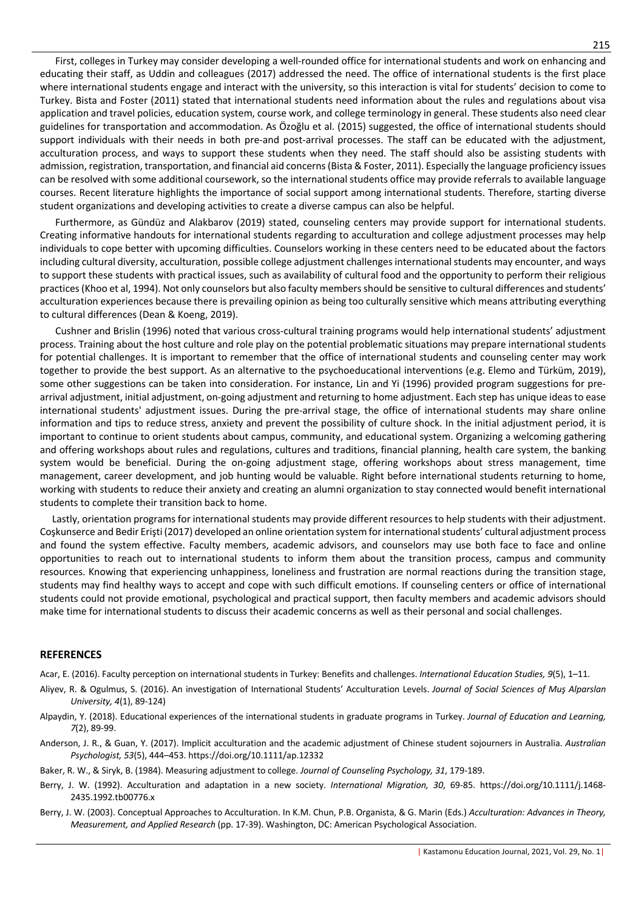First, colleges in Turkey may consider developing a well-rounded office for international students and work on enhancing and educating their staff, as Uddin and colleagues (2017) addressed the need. The office of international students is the first place where international students engage and interact with the university, so this interaction is vital for students' decision to come to Turkey. Bista and Foster (2011) stated that international students need information about the rules and regulations about visa application and travel policies, education system, course work, and college terminology in general. These students also need clear guidelines for transportation and accommodation. As Özoğlu et al. (2015) suggested, the office of international students should support individuals with their needs in both pre-and post-arrival processes. The staff can be educated with the adjustment, acculturation process, and ways to support these students when they need. The staff should also be assisting students with admission, registration, transportation, and financial aid concerns (Bista & Foster, 2011). Especially the language proficiency issues can be resolved with some additional coursework, so the international students office may provide referrals to available language courses. Recent literature highlights the importance of social support among international students. Therefore, starting diverse student organizations and developing activities to create a diverse campus can also be helpful.

Furthermore, as Gündüz and Alakbarov (2019) stated, counseling centers may provide support for international students. Creating informative handouts for international students regarding to acculturation and college adjustment processes may help individuals to cope better with upcoming difficulties. Counselors working in these centers need to be educated about the factors including cultural diversity, acculturation, possible college adjustment challenges international students may encounter, and ways to support these students with practical issues, such as availability of cultural food and the opportunity to perform their religious practices (Khoo et al, 1994). Not only counselors but also faculty members should be sensitive to cultural differences and students' acculturation experiences because there is prevailing opinion as being too culturally sensitive which means attributing everything to cultural differences (Dean & Koeng, 2019).

Cushner and Brislin (1996) noted that various cross-cultural training programs would help international students' adjustment process. Training about the host culture and role play on the potential problematic situations may prepare international students for potential challenges. It is important to remember that the office of international students and counseling center may work together to provide the best support. As an alternative to the psychoeducational interventions (e.g. Elemo and Türküm, 2019), some other suggestions can be taken into consideration. For instance, Lin and Yi (1996) provided program suggestions for pre-arrival adjustment, initial adjustment, on-going adjustment and returning to home adjustment. Each step has unique ideas to ease international students' adjustment issues. During the pre-arrival stage, the office of international students may share online information and tips to reduce stress, anxiety and prevent the possibility of culture shock. In the initial adjustment period, it is important to continue to orient students about campus, community, and educational system. Organizing a welcoming gathering and offering workshops about rules and regulations, cultures and traditions, financial planning, health care system, the banking system would be beneficial. During the on-going adjustment stage, offering workshops about stress management, time management, career development, and job hunting would be valuable. Right before international students returning to home, working with students to reduce their anxiety and creating an alumni organization to stay connected would benefit international students to complete their transition back to home.

Lastly, orientation programs for international students may provide different resources to help students with their adjustment. Coşkunserce and Bedir Erişti (2017) developed an online orientation system for international students' cultural adjustment process and found the system effective. Faculty members, academic advisors, and counselors may use both face to face and online opportunities to reach out to international students to inform them about the transition process, campus and community resources. Knowing that experiencing unhappiness, loneliness and frustration are normal reactions during the transition stage, students may find healthy ways to accept and cope with such difficult emotions. If counseling centers or office of international students could not provide emotional, psychological and practical support, then faculty members and academic advisors should make time for international students to discuss their academic concerns as well as their personal and social challenges.

## REFERENCES

Acar, E. (2016). Faculty perception on international students in Turkey: Benefits and challenges. *International Education Studies, 9*(5), 1–11.

Aliyev, R. & Ogulmus, S. (2016). An investigation of International Students' Acculturation Levels. *Journal of Social Sciences of Muş Alparslan University, 4*(1), 89-124)

Alpaydin, Y. (2018). Educational experiences of the international students in graduate programs in Turkey. *Journal of Education and Learning, 7*(2), 89-99.

Anderson, J. R., & Guan, Y. (2017). Implicit acculturation and the academic adjustment of Chinese student sojourners in Australia. *Australian Psychologist, 53*(5), 444–453. https://doi.org/10.1111/ap.12332

Baker, R. W., & Siryk, B. (1984). Measuring adjustment to college. *Journal of Counseling Psychology, 31*, 179-189.

Berry, J. W. (1992). Acculturation and adaptation in a new society. *International Migration, 30*, 69-85. https://doi.org/10.1111/j.1468-2435.1992.tb00776.x

Berry, J. W. (2003). Conceptual Approaches to Acculturation. In K.M. Chun, P.B. Organista, & G. Marin (Eds.) *Acculturation: Advances in Theory, Measurement, and Applied Research* (pp. 17-39). Washington, DC: American Psychological Association.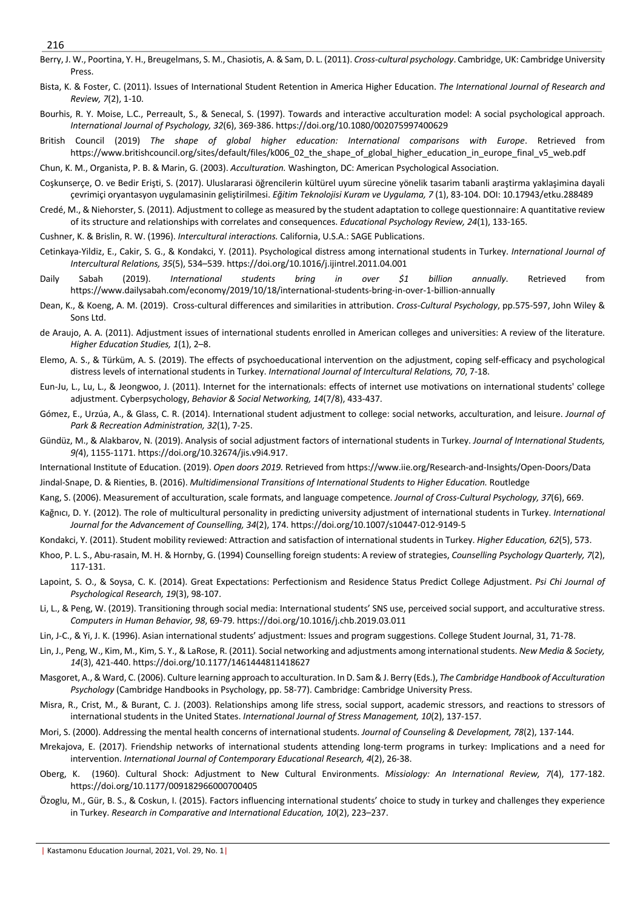Berry, J. W., Poortina, Y. H., Breugelmans, S. M., Chasiotis, A. & Sam, D. L. (2011). *Cross-cultural psychology*. Cambridge, UK: Cambridge University Press.

Bista, K. & Foster, C. (2011). Issues of International Student Retention in America Higher Education. *The International Journal of Research and Review, 7*(2), 1-10.

Bourhis, R. Y. Moise, L.C., Perreault, S., & Senecal, S. (1997). Towards and interactive acculturation model: A social psychological approach. *International Journal of Psychology, 32*(6), 369-386. https://doi.org/10.1080/002075997400629

British Council (2019) *The shape of global higher education: International comparisons with Europe*. Retrieved from https://www.britishcouncil.org/sites/default/files/k006_02_the_shape_of_global_higher_education_in_europe_final_v5_web.pdf

Chun, K. M., Organista, P. B. & Marin, G. (2003). *Acculturation.* Washington, DC: American Psychological Association.

Coşkunserçe, O. ve Bedir Erişti, S. (2017). Uluslararasi öğrencilerin kültürel uyum sürecine yönelik tasarim tabanli araştirma yaklaşimina dayali çevrimiçi oryantasyon uygulamasinin geliştirilmesi. *Eğitim Teknolojisi Kuram ve Uygulama, 7* (1), 83-104. DOI: 10.17943/etku.288489

Credé, M., & Niehorster, S. (2011). Adjustment to college as measured by the student adaptation to college questionnaire: A quantitative review of its structure and relationships with correlates and consequences. *Educational Psychology Review, 24*(1), 133-165.

Cushner, K. & Brislin, R. W. (1996). *Intercultural interactions.* California, U.S.A.: SAGE Publications.

Cetinkaya-Yildiz, E., Cakir, S. G., & Kondakci, Y. (2011). Psychological distress among international students in Turkey. *International Journal of Intercultural Relations, 35*(5), 534–539. https://doi.org/10.1016/j.ijintrel.2011.04.001

Daily Sabah (2019). *International students bring in over $1 billion annually*. Retrieved from https://www.dailysabah.com/economy/2019/10/18/international-students-bring-in-over-1-billion-annually

Dean, K., & Koeng, A. M. (2019). Cross-cultural differences and similarities in attribution. *Cross-Cultural Psychology*, pp.575-597, John Wiley & Sons Ltd.

de Araujo, A. A. (2011). Adjustment issues of international students enrolled in American colleges and universities: A review of the literature. *Higher Education Studies, 1*(1), 2–8.

Elemo, A. S., & Türküm, A. S. (2019). The effects of psychoeducational intervention on the adjustment, coping self-efficacy and psychological distress levels of international students in Turkey. *International Journal of Intercultural Relations, 70*, 7-18.

Eun-Ju, L., Lu, L., & Jeongwoo, J. (2011). Internet for the internationals: effects of internet use motivations on international students' college adjustment. Cyberpsychology, *Behavior & Social Networking, 14*(7/8), 433-437.

Gómez, E., Urzúa, A., & Glass, C. R. (2014). International student adjustment to college: social networks, acculturation, and leisure. *Journal of Park & Recreation Administration, 32*(1), 7-25.

Gündüz, M., & Alakbarov, N. (2019). Analysis of social adjustment factors of international students in Turkey. *Journal of International Students, 9*(4), 1155-1171. https://doi.org/10.32674/jis.v9i4.917.

International Institute of Education. (2019). *Open doors 2019.* Retrieved from https://www.iie.org/Research-and-Insights/Open-Doors/Data

Jindal-Snape, D. & Rienties, B. (2016). *Multidimensional Transitions of International Students to Higher Education.* Routledge

Kang, S. (2006). Measurement of acculturation, scale formats, and language competence. *Journal of Cross-Cultural Psychology, 37*(6), 669.

Kağnıcı, D. Y. (2012). The role of multicultural personality in predicting university adjustment of international students in Turkey. *International Journal for the Advancement of Counselling, 34*(2), 174. https://doi.org/10.1007/s10447-012-9149-5

Kondakci, Y. (2011). Student mobility reviewed: Attraction and satisfaction of international students in Turkey. *Higher Education, 62*(5), 573.

Khoo, P. L. S., Abu-rasain, M. H. & Hornby, G. (1994) Counselling foreign students: A review of strategies, *Counselling Psychology Quarterly, 7*(2), 117-131.

Lapoint, S. O., & Soysa, C. K. (2014). Great Expectations: Perfectionism and Residence Status Predict College Adjustment. *Psi Chi Journal of Psychological Research, 19*(3), 98-107.

Li, L., & Peng, W. (2019). Transitioning through social media: International students' SNS use, perceived social support, and acculturative stress. *Computers in Human Behavior, 98*, 69-79. https://doi.org/10.1016/j.chb.2019.03.011

Lin, J-C., & Yi, J. K. (1996). Asian international students' adjustment: Issues and program suggestions. College Student Journal, 31, 71-78.

Lin, J., Peng, W., Kim, M., Kim, S. Y., & LaRose, R. (2011). Social networking and adjustments among international students. *New Media & Society, 14*(3), 421-440. https://doi.org/10.1177/1461444811418627

Masgoret, A., & Ward, C. (2006). Culture learning approach to acculturation. In D. Sam & J. Berry (Eds.), *The Cambridge Handbook of Acculturation Psychology* (Cambridge Handbooks in Psychology, pp. 58-77). Cambridge: Cambridge University Press.

Misra, R., Crist, M., & Burant, C. J. (2003). Relationships among life stress, social support, academic stressors, and reactions to stressors of international students in the United States. *International Journal of Stress Management, 10*(2), 137-157.

Mori, S. (2000). Addressing the mental health concerns of international students. *Journal of Counseling & Development, 78*(2), 137-144.

Mrekajova, E. (2017). Friendship networks of international students attending long-term programs in turkey: Implications and a need for intervention. *International Journal of Contemporary Educational Research, 4*(2), 26-38.

Oberg, K. (1960). Cultural Shock: Adjustment to New Cultural Environments. *Missiology: An International Review, 7*(4), 177-182. https://doi.org/10.1177/009182966000700405

Özoglu, M., Gür, B. S., & Coskun, I. (2015). Factors influencing international students' choice to study in turkey and challenges they experience in Turkey. *Research in Comparative and International Education, 10*(2), 223–237.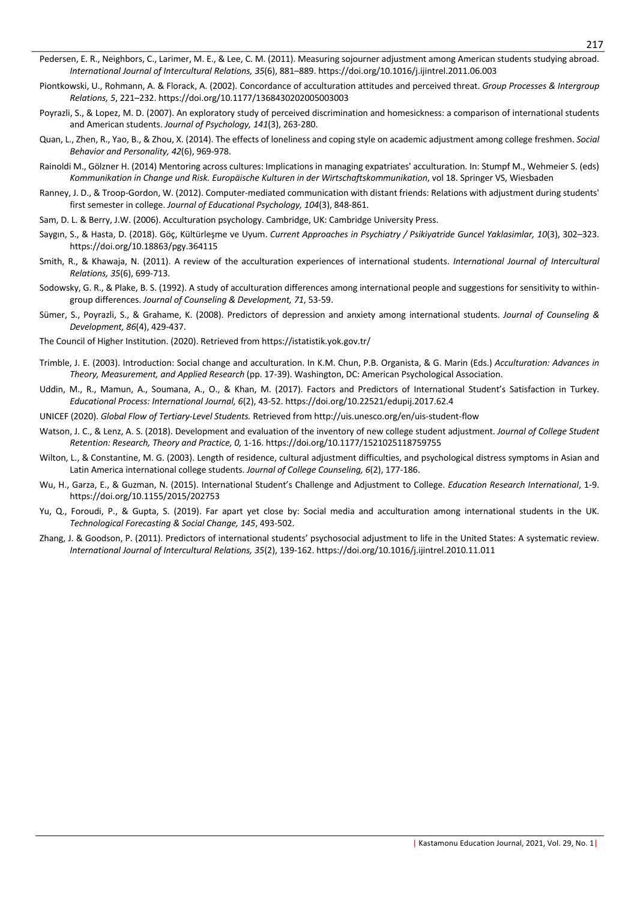Pedersen, E. R., Neighbors, C., Larimer, M. E., & Lee, C. M. (2011). Measuring sojourner adjustment among American students studying abroad. *International Journal of Intercultural Relations, 35*(6), 881–889. https://doi.org/10.1016/j.ijintrel.2011.06.003

Piontkowski, U., Rohmann, A. & Florack, A. (2002). Concordance of acculturation attitudes and perceived threat. *Group Processes & Intergroup Relations, 5*, 221–232. https://doi.org/10.1177/1368430202005003003

Poyrazli, S., & Lopez, M. D. (2007). An exploratory study of perceived discrimination and homesickness: a comparison of international students and American students. *Journal of Psychology, 141*(3), 263-280.

Quan, L., Zhen, R., Yao, B., & Zhou, X. (2014). The effects of loneliness and coping style on academic adjustment among college freshmen. *Social Behavior and Personality, 42*(6), 969-978.

Rainoldi M., Gölzner H. (2014) Mentoring across cultures: Implications in managing expatriates' acculturation. In: Stumpf M., Wehmeier S. (eds) *Kommunikation in Change und Risk. Europäische Kulturen in der Wirtschaftskommunikation*, vol 18. Springer VS, Wiesbaden

Ranney, J. D., & Troop-Gordon, W. (2012). Computer-mediated communication with distant friends: Relations with adjustment during students' first semester in college. *Journal of Educational Psychology, 104*(3), 848-861.

Sam, D. L. & Berry, J.W. (2006). Acculturation psychology. Cambridge, UK: Cambridge University Press.

Saygın, S., & Hasta, D. (2018). Göç, Kültürleşme ve Uyum. *Current Approaches in Psychiatry / Psikiyatride Guncel Yaklasimlar, 10*(3), 302–323. https://doi.org/10.18863/pgy.364115

Smith, R., & Khawaja, N. (2011). A review of the acculturation experiences of international students. *International Journal of Intercultural Relations, 35*(6), 699-713.

Sodowsky, G. R., & Plake, B. S. (1992). A study of acculturation differences among international people and suggestions for sensitivity to within-group differences. *Journal of Counseling & Development, 71*, 53-59.

Sümer, S., Poyrazli, S., & Grahame, K. (2008). Predictors of depression and anxiety among international students. *Journal of Counseling & Development, 86*(4), 429-437.

The Council of Higher Institution. (2020). Retrieved from https://istatistik.yok.gov.tr/

Trimble, J. E. (2003). Introduction: Social change and acculturation. In K.M. Chun, P.B. Organista, & G. Marin (Eds.) *Acculturation: Advances in Theory, Measurement, and Applied Research* (pp. 17-39). Washington, DC: American Psychological Association.

Uddin, M., R., Mamun, A., Soumana, A., O., & Khan, M. (2017). Factors and Predictors of International Student's Satisfaction in Turkey. *Educational Process: International Journal, 6*(2), 43-52. https://doi.org/10.22521/edupij.2017.62.4

UNICEF (2020). *Global Flow of Tertiary-Level Students.* Retrieved from http://uis.unesco.org/en/uis-student-flow

Watson, J. C., & Lenz, A. S. (2018). Development and evaluation of the inventory of new college student adjustment. *Journal of College Student Retention: Research, Theory and Practice, 0,* 1-16. https://doi.org/10.1177/1521025118759755

Wilton, L., & Constantine, M. G. (2003). Length of residence, cultural adjustment difficulties, and psychological distress symptoms in Asian and Latin America international college students. *Journal of College Counseling, 6*(2), 177-186.

Wu, H., Garza, E., & Guzman, N. (2015). International Student's Challenge and Adjustment to College. *Education Research International*, 1-9. https://doi.org/10.1155/2015/202753

Yu, Q., Foroudi, P., & Gupta, S. (2019). Far apart yet close by: Social media and acculturation among international students in the UK. *Technological Forecasting & Social Change, 145*, 493-502.

Zhang, J. & Goodson, P. (2011). Predictors of international students' psychosocial adjustment to life in the United States: A systematic review. *International Journal of Intercultural Relations, 35*(2), 139-162. https://doi.org/10.1016/j.ijintrel.2010.11.011